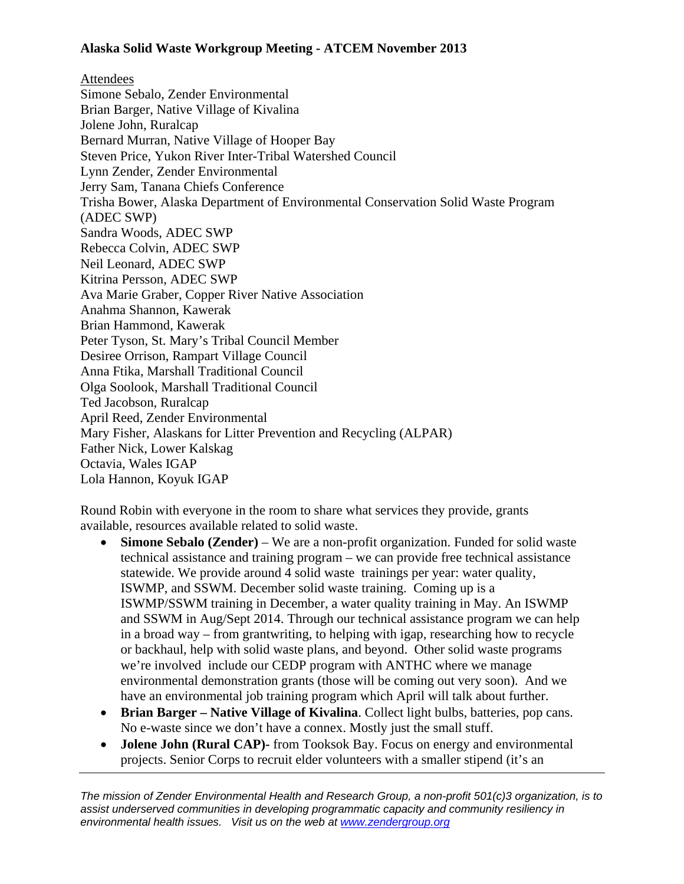# Alaska Solid Waste Workgroup Meeting - ATCEM November 2013

Attendees

Simone Sebalo, Zender Environmental
Brian Barger, Native Village of Kivalina
Jolene John, Ruralcap
Bernard Murran, Native Village of Hooper Bay
Steven Price, Yukon River Inter-Tribal Watershed Council
Lynn Zender, Zender Environmental
Jerry Sam, Tanana Chiefs Conference
Trisha Bower, Alaska Department of Environmental Conservation Solid Waste Program (ADEC SWP)
Sandra Woods, ADEC SWP
Rebecca Colvin, ADEC SWP
Neil Leonard, ADEC SWP
Kitrina Persson, ADEC SWP
Ava Marie Graber, Copper River Native Association
Anahma Shannon, Kawerak
Brian Hammond, Kawerak
Peter Tyson, St. Mary's Tribal Council Member
Desiree Orrison, Rampart Village Council
Anna Ftika, Marshall Traditional Council
Olga Soolook, Marshall Traditional Council
Ted Jacobson, Ruralcap
April Reed, Zender Environmental
Mary Fisher, Alaskans for Litter Prevention and Recycling (ALPAR)
Father Nick, Lower Kalskag
Octavia, Wales IGAP
Lola Hannon, Koyuk IGAP

Round Robin with everyone in the room to share what services they provide, grants available, resources available related to solid waste.

- **Simone Sebalo (Zender)** – We are a non-profit organization. Funded for solid waste technical assistance and training program – we can provide free technical assistance statewide. We provide around 4 solid waste trainings per year: water quality, ISWMP, and SSWM. December solid waste training. Coming up is a ISWMP/SSWM training in December, a water quality training in May. An ISWMP and SSWM in Aug/Sept 2014. Through our technical assistance program we can help in a broad way – from grantwriting, to helping with igap, researching how to recycle or backhaul, help with solid waste plans, and beyond. Other solid waste programs we're involved include our CEDP program with ANTHC where we manage environmental demonstration grants (those will be coming out very soon). And we have an environmental job training program which April will talk about further.
- **Brian Barger – Native Village of Kivalina**. Collect light bulbs, batteries, pop cans. No e-waste since we don't have a connex. Mostly just the small stuff.
- **Jolene John (Rural CAP)-** from Tooksok Bay. Focus on energy and environmental projects. Senior Corps to recruit elder volunteers with a smaller stipend (it's an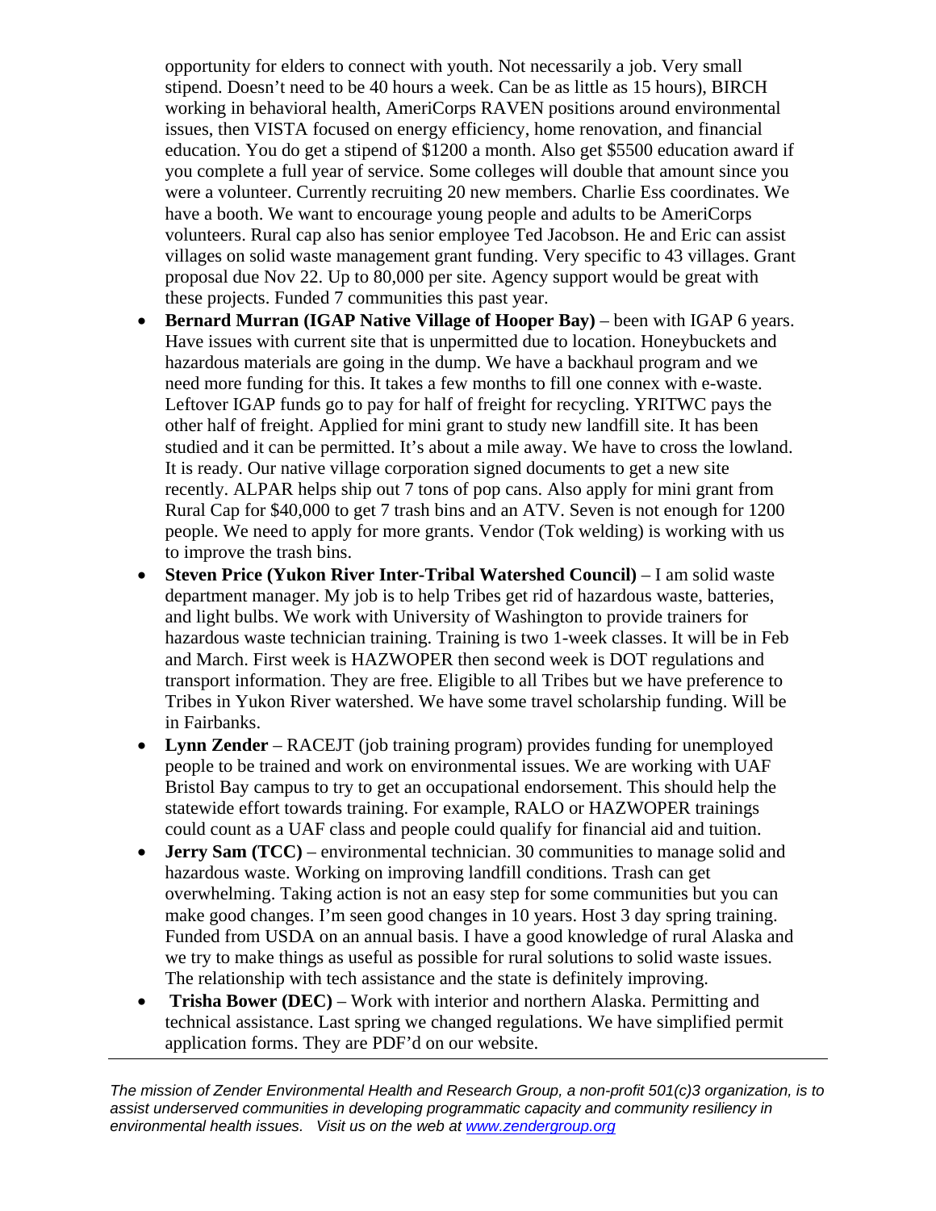opportunity for elders to connect with youth. Not necessarily a job. Very small stipend. Doesn't need to be 40 hours a week. Can be as little as 15 hours), BIRCH working in behavioral health, AmeriCorps RAVEN positions around environmental issues, then VISTA focused on energy efficiency, home renovation, and financial education. You do get a stipend of $1200 a month. Also get $5500 education award if you complete a full year of service. Some colleges will double that amount since you were a volunteer. Currently recruiting 20 new members. Charlie Ess coordinates. We have a booth. We want to encourage young people and adults to be AmeriCorps volunteers. Rural cap also has senior employee Ted Jacobson. He and Eric can assist villages on solid waste management grant funding. Very specific to 43 villages. Grant proposal due Nov 22. Up to 80,000 per site. Agency support would be great with these projects. Funded 7 communities this past year.

- **Bernard Murran (IGAP Native Village of Hooper Bay)** – been with IGAP 6 years. Have issues with current site that is unpermitted due to location. Honeybuckets and hazardous materials are going in the dump. We have a backhaul program and we need more funding for this. It takes a few months to fill one connex with e-waste. Leftover IGAP funds go to pay for half of freight for recycling. YRITWC pays the other half of freight. Applied for mini grant to study new landfill site. It has been studied and it can be permitted. It's about a mile away. We have to cross the lowland. It is ready. Our native village corporation signed documents to get a new site recently. ALPAR helps ship out 7 tons of pop cans. Also apply for mini grant from Rural Cap for $40,000 to get 7 trash bins and an ATV. Seven is not enough for 1200 people. We need to apply for more grants. Vendor (Tok welding) is working with us to improve the trash bins.
- **Steven Price (Yukon River Inter-Tribal Watershed Council)** – I am solid waste department manager. My job is to help Tribes get rid of hazardous waste, batteries, and light bulbs. We work with University of Washington to provide trainers for hazardous waste technician training. Training is two 1-week classes. It will be in Feb and March. First week is HAZWOPER then second week is DOT regulations and transport information. They are free. Eligible to all Tribes but we have preference to Tribes in Yukon River watershed. We have some travel scholarship funding. Will be in Fairbanks.
- **Lynn Zender** – RACEJT (job training program) provides funding for unemployed people to be trained and work on environmental issues. We are working with UAF Bristol Bay campus to try to get an occupational endorsement. This should help the statewide effort towards training. For example, RALO or HAZWOPER trainings could count as a UAF class and people could qualify for financial aid and tuition.
- **Jerry Sam (TCC)** – environmental technician. 30 communities to manage solid and hazardous waste. Working on improving landfill conditions. Trash can get overwhelming. Taking action is not an easy step for some communities but you can make good changes. I'm seen good changes in 10 years. Host 3 day spring training. Funded from USDA on an annual basis. I have a good knowledge of rural Alaska and we try to make things as useful as possible for rural solutions to solid waste issues. The relationship with tech assistance and the state is definitely improving.
- **Trisha Bower (DEC)** – Work with interior and northern Alaska. Permitting and technical assistance. Last spring we changed regulations. We have simplified permit application forms. They are PDF'd on our website.

*The mission of Zender Environmental Health and Research Group, a non-profit 501(c)3 organization, is to assist underserved communities in developing programmatic capacity and community resiliency in environmental health issues. Visit us on the web at [www.zendergroup.org](http://www.zendergroup.org)*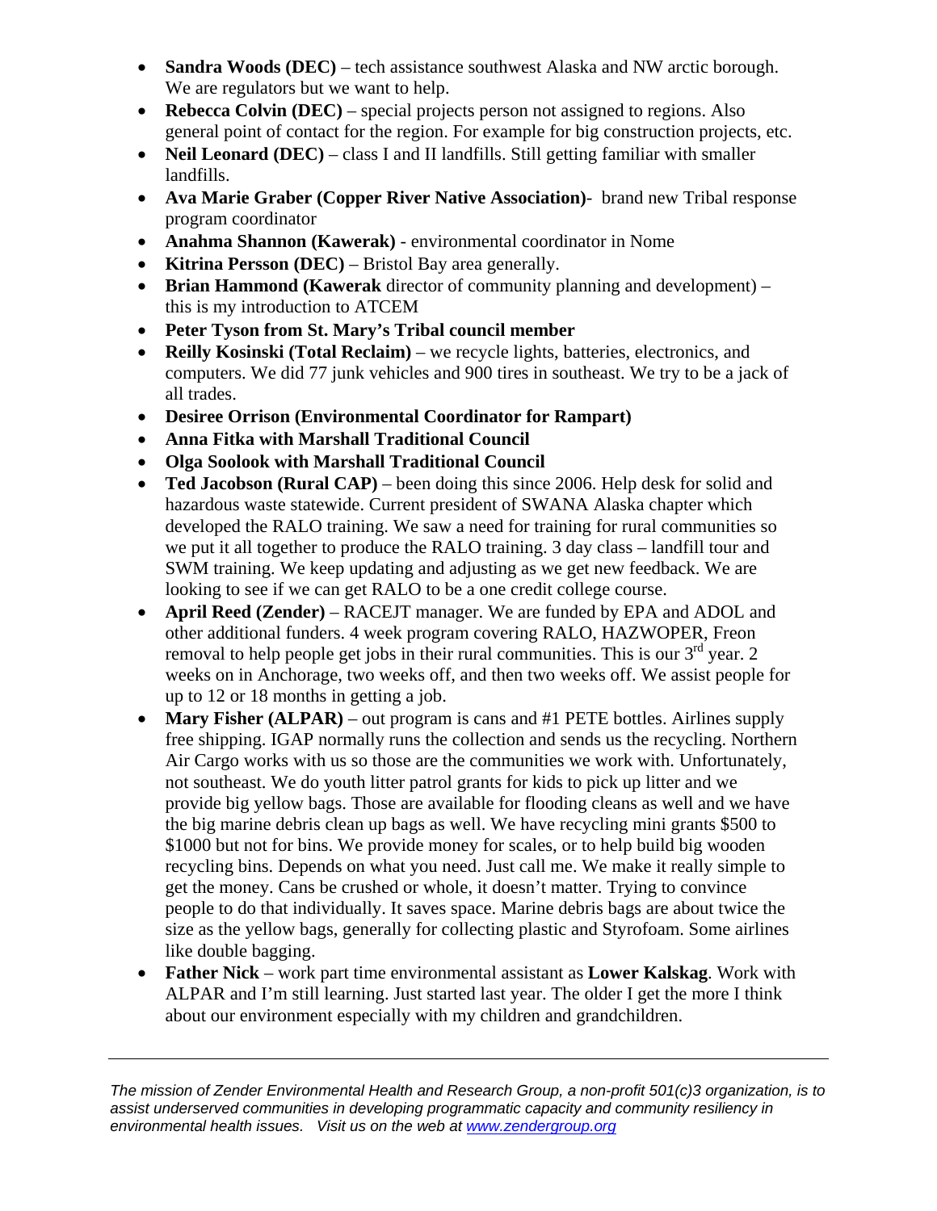- **Sandra Woods (DEC)** – tech assistance southwest Alaska and NW arctic borough. We are regulators but we want to help.
- **Rebecca Colvin (DEC)** – special projects person not assigned to regions. Also general point of contact for the region. For example for big construction projects, etc.
- **Neil Leonard (DEC)** – class I and II landfills. Still getting familiar with smaller landfills.
- **Ava Marie Graber (Copper River Native Association)**- brand new Tribal response program coordinator
- **Anahma Shannon (Kawerak)** - environmental coordinator in Nome
- **Kitrina Persson (DEC)** – Bristol Bay area generally.
- **Brian Hammond (Kawerak** director of community planning and development) – this is my introduction to ATCEM
- **Peter Tyson from St. Mary's Tribal council member**
- **Reilly Kosinski (Total Reclaim)** – we recycle lights, batteries, electronics, and computers. We did 77 junk vehicles and 900 tires in southeast. We try to be a jack of all trades.
- **Desiree Orrison (Environmental Coordinator for Rampart)**
- **Anna Fitka with Marshall Traditional Council**
- **Olga Soolook with Marshall Traditional Council**
- **Ted Jacobson (Rural CAP)** – been doing this since 2006. Help desk for solid and hazardous waste statewide. Current president of SWANA Alaska chapter which developed the RALO training. We saw a need for training for rural communities so we put it all together to produce the RALO training. 3 day class – landfill tour and SWM training. We keep updating and adjusting as we get new feedback. We are looking to see if we can get RALO to be a one credit college course.
- **April Reed (Zender)** – RACEJT manager. We are funded by EPA and ADOL and other additional funders. 4 week program covering RALO, HAZWOPER, Freon removal to help people get jobs in their rural communities. This is our 3rd year. 2 weeks on in Anchorage, two weeks off, and then two weeks off. We assist people for up to 12 or 18 months in getting a job.
- **Mary Fisher (ALPAR)** – out program is cans and #1 PETE bottles. Airlines supply free shipping. IGAP normally runs the collection and sends us the recycling. Northern Air Cargo works with us so those are the communities we work with. Unfortunately, not southeast. We do youth litter patrol grants for kids to pick up litter and we provide big yellow bags. Those are available for flooding cleans as well and we have the big marine debris clean up bags as well. We have recycling mini grants $500 to $1000 but not for bins. We provide money for scales, or to help build big wooden recycling bins. Depends on what you need. Just call me. We make it really simple to get the money. Cans be crushed or whole, it doesn't matter. Trying to convince people to do that individually. It saves space. Marine debris bags are about twice the size as the yellow bags, generally for collecting plastic and Styrofoam. Some airlines like double bagging.
- **Father Nick** – work part time environmental assistant as **Lower Kalskag**. Work with ALPAR and I'm still learning. Just started last year. The older I get the more I think about our environment especially with my children and grandchildren.

*The mission of Zender Environmental Health and Research Group, a non-profit 501(c)3 organization, is to assist underserved communities in developing programmatic capacity and community resiliency in environmental health issues. Visit us on the web at www.zendergroup.org*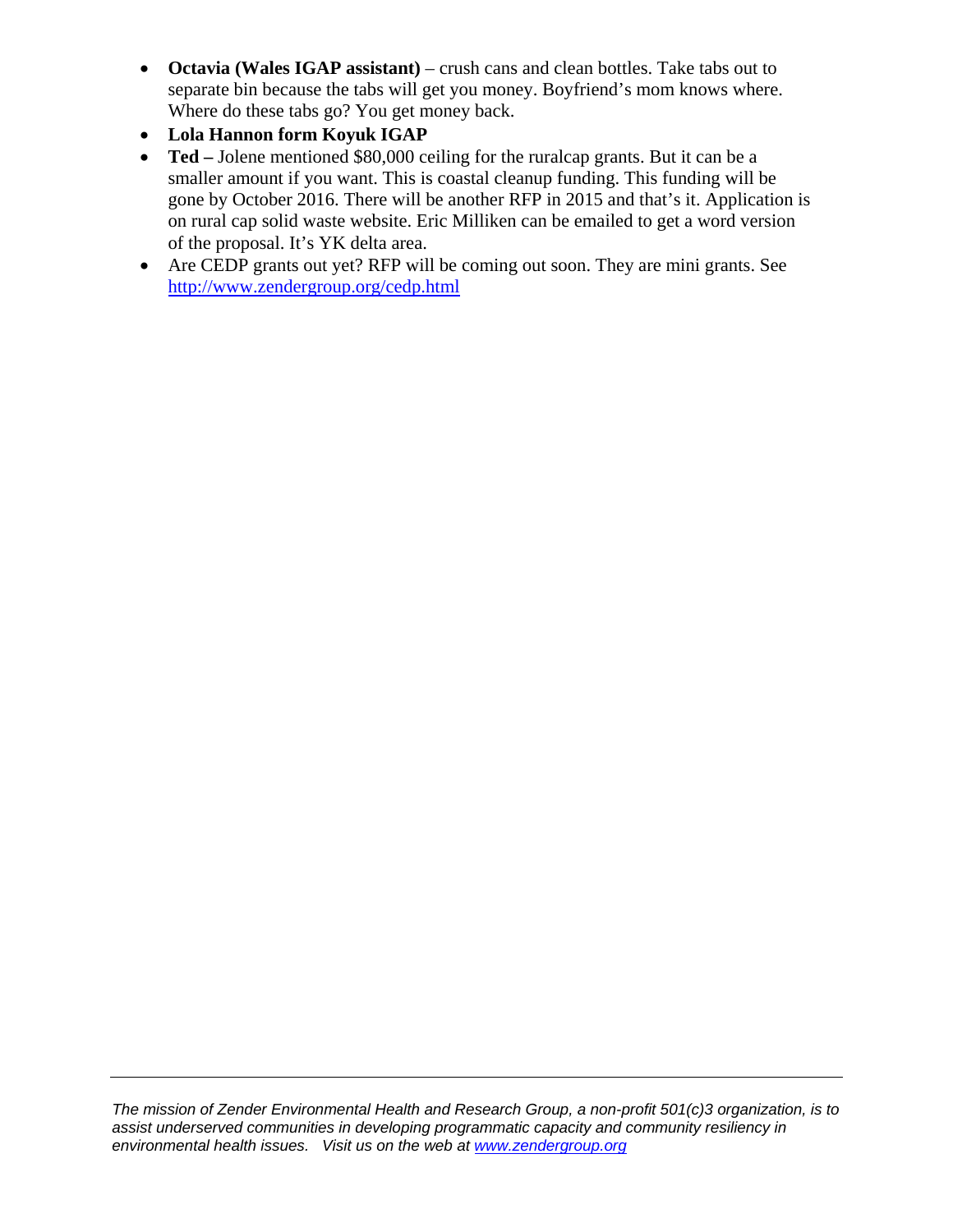- **Octavia (Wales IGAP assistant)** – crush cans and clean bottles. Take tabs out to separate bin because the tabs will get you money. Boyfriend's mom knows where. Where do these tabs go? You get money back.
- **Lola Hannon form Koyuk IGAP**
- **Ted –** Jolene mentioned $80,000 ceiling for the ruralcap grants. But it can be a smaller amount if you want. This is coastal cleanup funding. This funding will be gone by October 2016. There will be another RFP in 2015 and that's it. Application is on rural cap solid waste website. Eric Milliken can be emailed to get a word version of the proposal. It's YK delta area.
- Are CEDP grants out yet? RFP will be coming out soon. They are mini grants. See http://www.zendergroup.org/cedp.html

*The mission of Zender Environmental Health and Research Group, a non-profit 501(c)3 organization, is to assist underserved communities in developing programmatic capacity and community resiliency in environmental health issues. Visit us on the web at www.zendergroup.org*